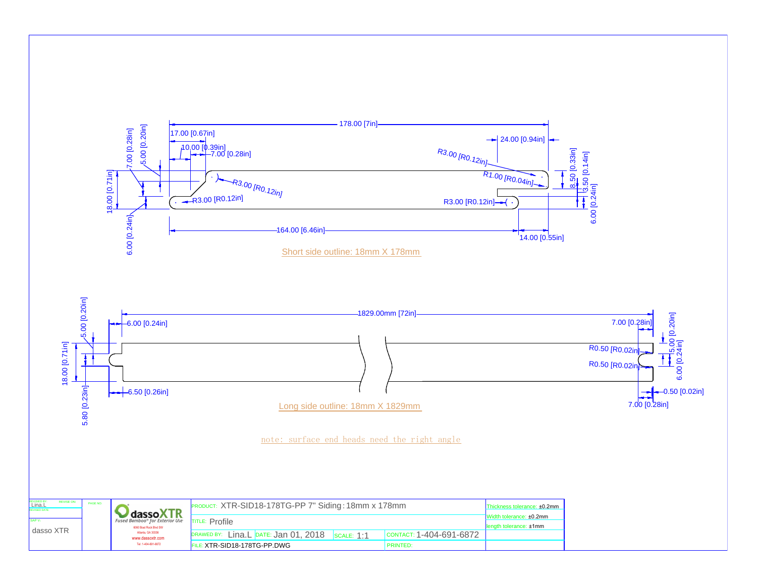178.00 [7in]

17.00 [0.67in]

10.00 [0.39in]

7.00 [0.28in]

24.00 [0.94in]

7.00 [0.28in]

5.00 [0.20in]

R3.00 [R0.12in]

R1.00 [R0.04in]

R3.00 [R0.12in]

18.00 [0.71in]

R3.00 [R0.12in]

R3.00 [R0.12in]

8.50 [0.33in]

3.50 [0.14in]

6.00 [0.24in]

6.00 [0.24in]

164.00 [6.46in]

14.00 [0.55in]

Short side outline: 18mm X 178mm

1829.00mm [72in]

5.00 [0.20in]

6.00 [0.24in]

7.00 [0.28in]

5.00 [0.20in]

18.00 [0.71in]

R0.50 [R0.02in]

R0.50 [R0.02in]

5.00 [0.20in]

6.00 [0.24in]

5.80 [0.23in]

6.50 [0.26in]

0.50 [0.02in]

7.00 [0.28in]

Long side outline: 18mm X 1829mm

note: surface end heads need the right angle

| REVISED BY: Lina.L | REVISE ON: | PAGE NO: | dassoXTR Fused Bamboo® for Exterior Use, 6060 Boat Rock Blvd SW, Atlanta, GA 30336, www.dassoxtr.com, Tel: 1-404-691-6872 | PRODUCT: XTR-SID18-178TG-PP 7" Siding : 18mm x 178mm | | | Thickness tolerance: ±0.2mm |
|---|---|---|---|---|---|---|---|
| REVISED DATE: | | | | TITLE: Profile | | | Width tolerance: ±0.2mm |
| SAP V: dasso XTR | | | | DRAWED BY: Lina.L | DATE: Jan 01, 2018 | SCALE: 1:1 | CONTACT: 1-404-691-6872 |
| | | | | FILE: XTR-SID18-178TG-PP.DWG | | | PRINTED: |

length tolerance: ±1mm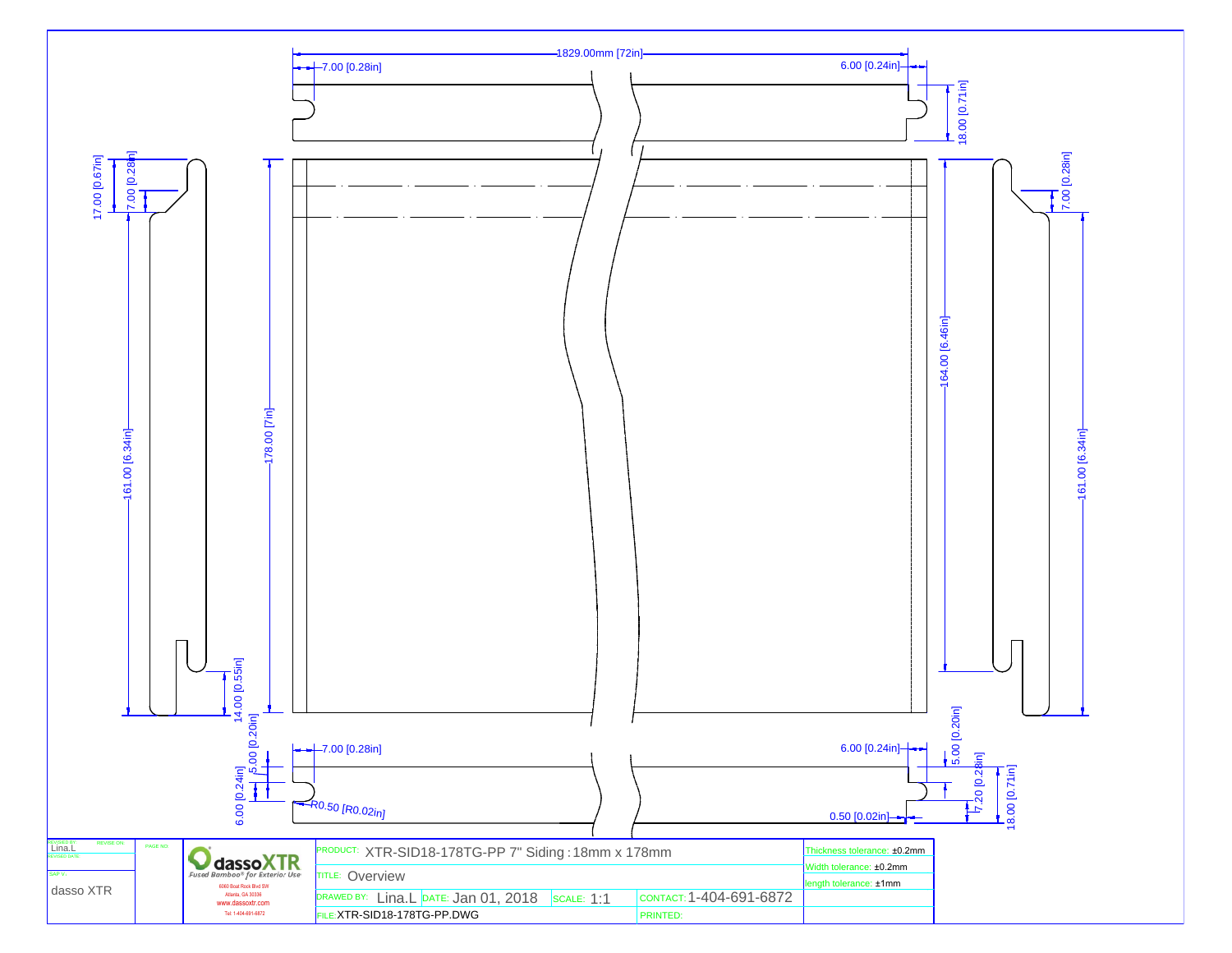1829.00mm [72in]

7.00 [0.28in]

6.00 [0.24in]

18.00 [0.71in]

17.00 [0.67in]

7.00 [0.28in]

161.00 [6.34in]

178.00 [7in]

14.00 [0.55in]

164.00 [6.46in]

7.00 [0.28in]

161.00 [6.34in]

5.00 [0.20in]

6.00 [0.24in]

7.00 [0.28in]

R0.50 [R0.02in]

6.00 [0.24in]

5.00 [0.20in]

7.20 [0.28in]

18.00 [0.71in]

0.50 [0.02in]

| | | | |
|---|---|---|---|
| PRODUCT: XTR-SID18-178TG-PP 7" Siding : 18mm x 178mm | | | Thickness tolerance: ±0.2mm |
| TITLE: Overview | | | Width tolerance: ±0.2mm |
| | | | length tolerance: ±1mm |
| DRAWED BY: Lina.L | DATE: Jan 01, 2018 | SCALE: 1:1 | CONTACT: 1-404-691-6872 |
| FILE: XTR-SID18-178TG-PP.DWG | | | PRINTED: |

REVISED BY: Lina.L

REVISE ON:

REVISED DATE:

PAGE NO:

SAP V.:

dasso XTR

dassoXTR

Fused Bamboo® for Exterior Use

6060 Boat Rock Blvd SW
Atlanta, GA 30336
www.dassoxtr.com
Tel: 1-404-691-6872